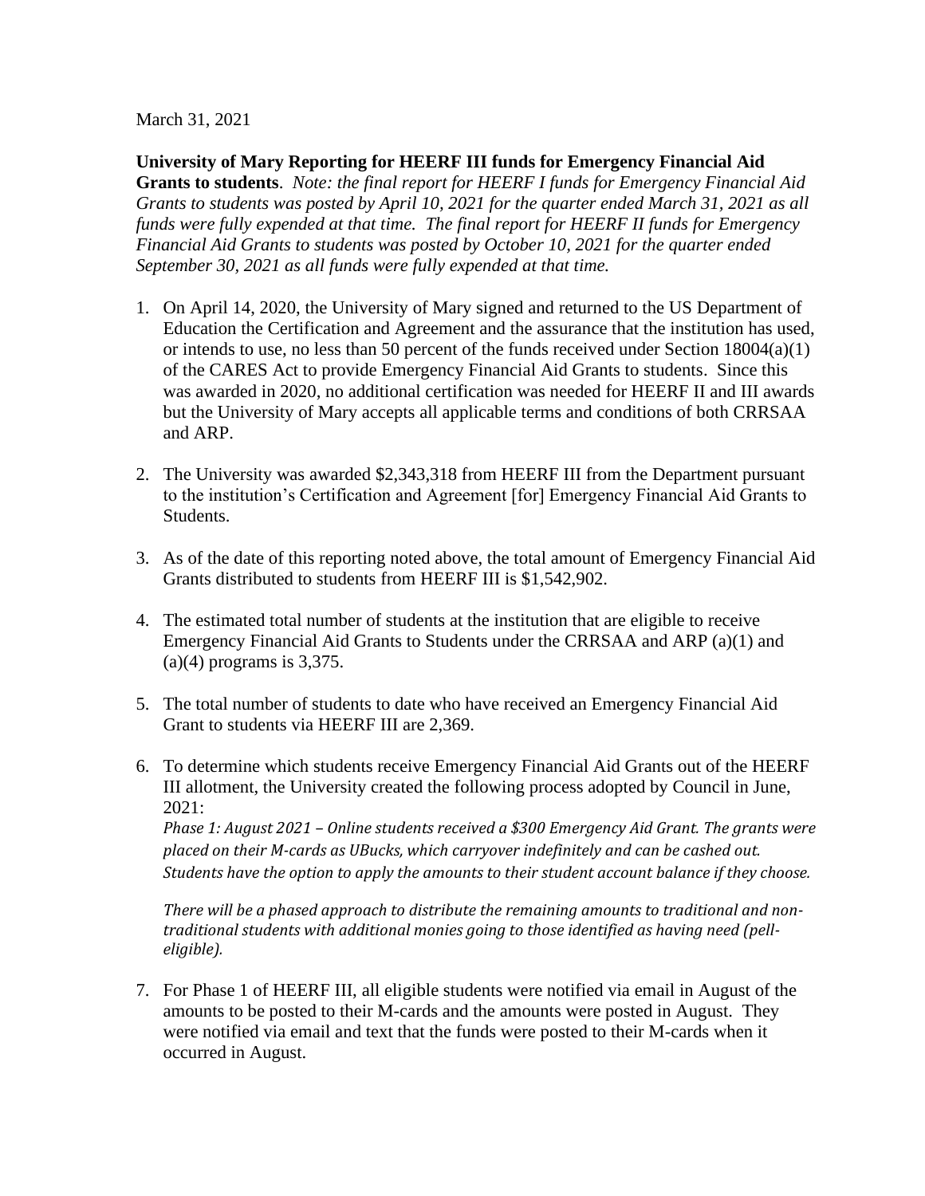March 31, 2021

**University of Mary Reporting for HEERF III funds for Emergency Financial Aid Grants to students**. *Note: the final report for HEERF I funds for Emergency Financial Aid Grants to students was posted by April 10, 2021 for the quarter ended March 31, 2021 as all funds were fully expended at that time. The final report for HEERF II funds for Emergency Financial Aid Grants to students was posted by October 10, 2021 for the quarter ended September 30, 2021 as all funds were fully expended at that time.*

1. On April 14, 2020, the University of Mary signed and returned to the US Department of Education the Certification and Agreement and the assurance that the institution has used, or intends to use, no less than 50 percent of the funds received under Section 18004(a)(1) of the CARES Act to provide Emergency Financial Aid Grants to students. Since this was awarded in 2020, no additional certification was needed for HEERF II and III awards but the University of Mary accepts all applicable terms and conditions of both CRRSAA and ARP.

2. The University was awarded $2,343,318 from HEERF III from the Department pursuant to the institution's Certification and Agreement [for] Emergency Financial Aid Grants to Students.

3. As of the date of this reporting noted above, the total amount of Emergency Financial Aid Grants distributed to students from HEERF III is $1,542,902.

4. The estimated total number of students at the institution that are eligible to receive Emergency Financial Aid Grants to Students under the CRRSAA and ARP (a)(1) and (a)(4) programs is 3,375.

5. The total number of students to date who have received an Emergency Financial Aid Grant to students via HEERF III are 2,369.

6. To determine which students receive Emergency Financial Aid Grants out of the HEERF III allotment, the University created the following process adopted by Council in June, 2021:
   *Phase 1: August 2021 – Online students received a $300 Emergency Aid Grant. The grants were placed on their M-cards as UBucks, which carryover indefinitely and can be cashed out. Students have the option to apply the amounts to their student account balance if they choose.*

   *There will be a phased approach to distribute the remaining amounts to traditional and non-traditional students with additional monies going to those identified as having need (pell-eligible).*

7. For Phase 1 of HEERF III, all eligible students were notified via email in August of the amounts to be posted to their M-cards and the amounts were posted in August. They were notified via email and text that the funds were posted to their M-cards when it occurred in August.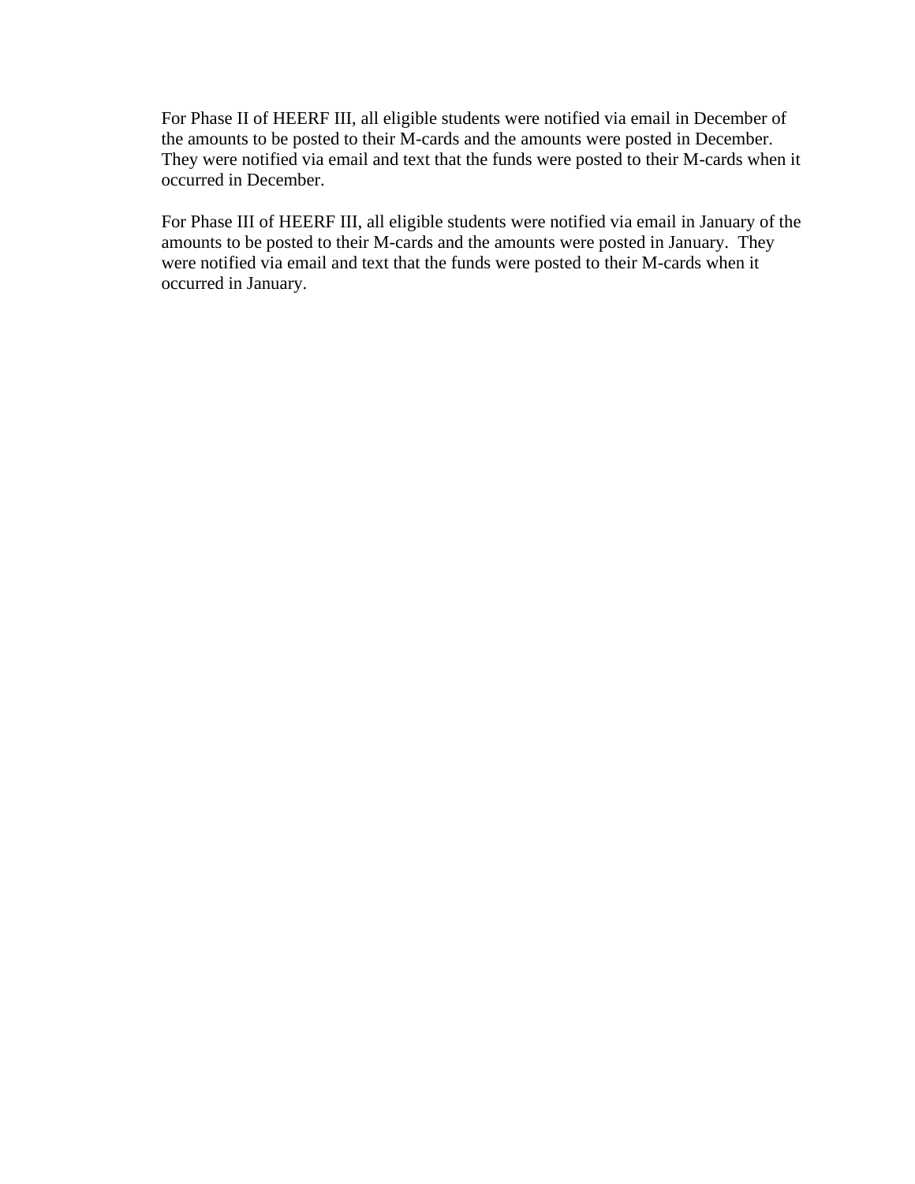For Phase II of HEERF III, all eligible students were notified via email in December of the amounts to be posted to their M-cards and the amounts were posted in December. They were notified via email and text that the funds were posted to their M-cards when it occurred in December.

For Phase III of HEERF III, all eligible students were notified via email in January of the amounts to be posted to their M-cards and the amounts were posted in January. They were notified via email and text that the funds were posted to their M-cards when it occurred in January.